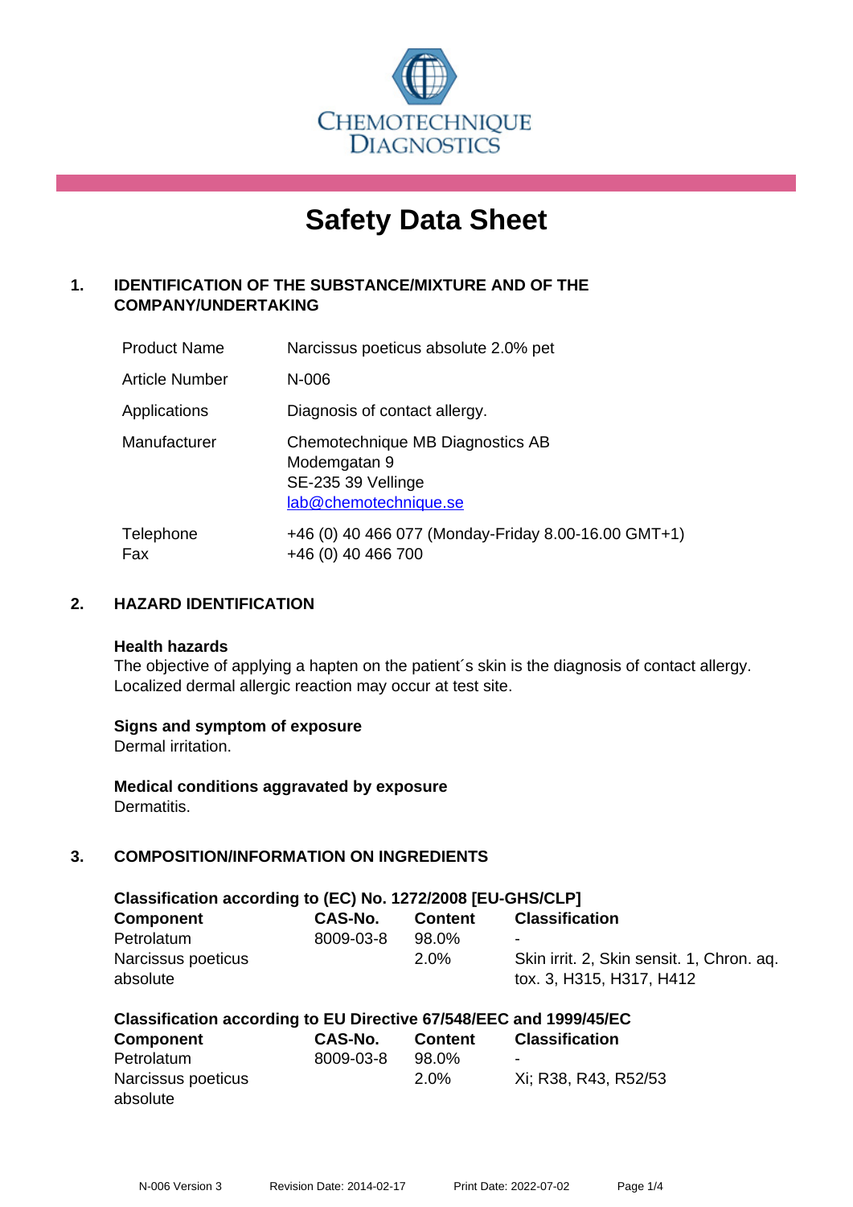CHEMOTECHNIQUE DIAGNOSTICS

# Safety Data Sheet

## 1. IDENTIFICATION OF THE SUBSTANCE/MIXTURE AND OF THE COMPANY/UNDERTAKING

| | |
|---|---|
| Product Name | Narcissus poeticus absolute 2.0% pet |
| Article Number | N-006 |
| Applications | Diagnosis of contact allergy. |
| Manufacturer | Chemotechnique MB Diagnostics AB<br>Modemgatan 9<br>SE-235 39 Vellinge<br>lab@chemotechnique.se |
| Telephone<br>Fax | +46 (0) 40 466 077 (Monday-Friday 8.00-16.00 GMT+1)<br>+46 (0) 40 466 700 |

## 2. HAZARD IDENTIFICATION

**Health hazards**

The objective of applying a hapten on the patient´s skin is the diagnosis of contact allergy. Localized dermal allergic reaction may occur at test site.

**Signs and symptom of exposure**

Dermal irritation.

**Medical conditions aggravated by exposure**

Dermatitis.

## 3. COMPOSITION/INFORMATION ON INGREDIENTS

**Classification according to (EC) No. 1272/2008 [EU-GHS/CLP]**

| Component | CAS-No. | Content | Classification |
|---|---|---|---|
| Petrolatum | 8009-03-8 | 98.0% | - |
| Narcissus poeticus absolute | | 2.0% | Skin irrit. 2, Skin sensit. 1, Chron. aq. tox. 3, H315, H317, H412 |

**Classification according to EU Directive 67/548/EEC and 1999/45/EC**

| Component | CAS-No. | Content | Classification |
|---|---|---|---|
| Petrolatum | 8009-03-8 | 98.0% | - |
| Narcissus poeticus absolute | | 2.0% | Xi; R38, R43, R52/53 |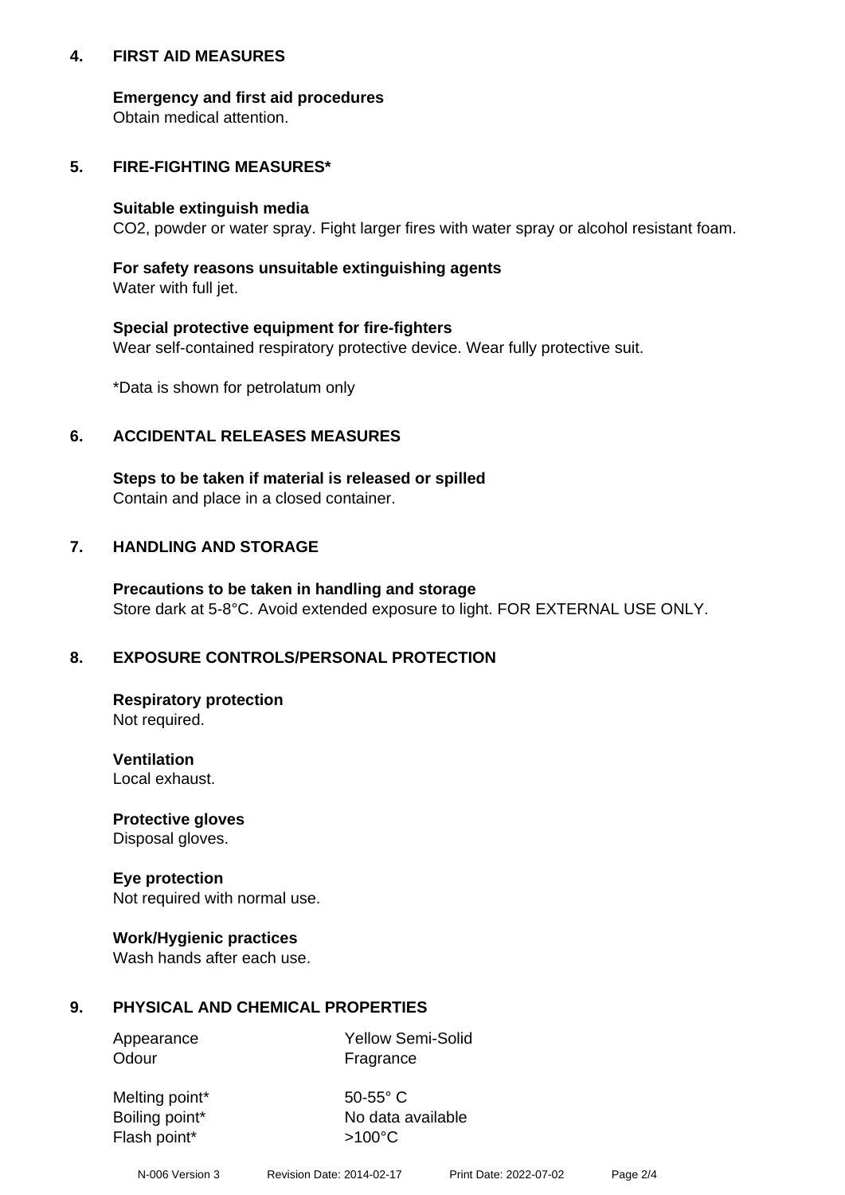## 4. FIRST AID MEASURES

**Emergency and first aid procedures**
Obtain medical attention.

## 5. FIRE-FIGHTING MEASURES*

**Suitable extinguish media**
$CO_2$, powder or water spray. Fight larger fires with water spray or alcohol resistant foam.

**For safety reasons unsuitable extinguishing agents**
Water with full jet.

**Special protective equipment for fire-fighters**
Wear self-contained respiratory protective device. Wear fully protective suit.

*Data is shown for petrolatum only

## 6. ACCIDENTAL RELEASES MEASURES

**Steps to be taken if material is released or spilled**
Contain and place in a closed container.

## 7. HANDLING AND STORAGE

**Precautions to be taken in handling and storage**
Store dark at 5-8°C. Avoid extended exposure to light. FOR EXTERNAL USE ONLY.

## 8. EXPOSURE CONTROLS/PERSONAL PROTECTION

**Respiratory protection**
Not required.

**Ventilation**
Local exhaust.

**Protective gloves**
Disposal gloves.

**Eye protection**
Not required with normal use.

**Work/Hygienic practices**
Wash hands after each use.

## 9. PHYSICAL AND CHEMICAL PROPERTIES

| | |
|---|---|
| Appearance | Yellow Semi-Solid |
| Odour | Fragrance |
| Melting point* | 50-55° C |
| Boiling point* | No data available |
| Flash point* | >100°C |

N-006 Version 3 Revision Date: 2014-02-17 Print Date: 2022-07-02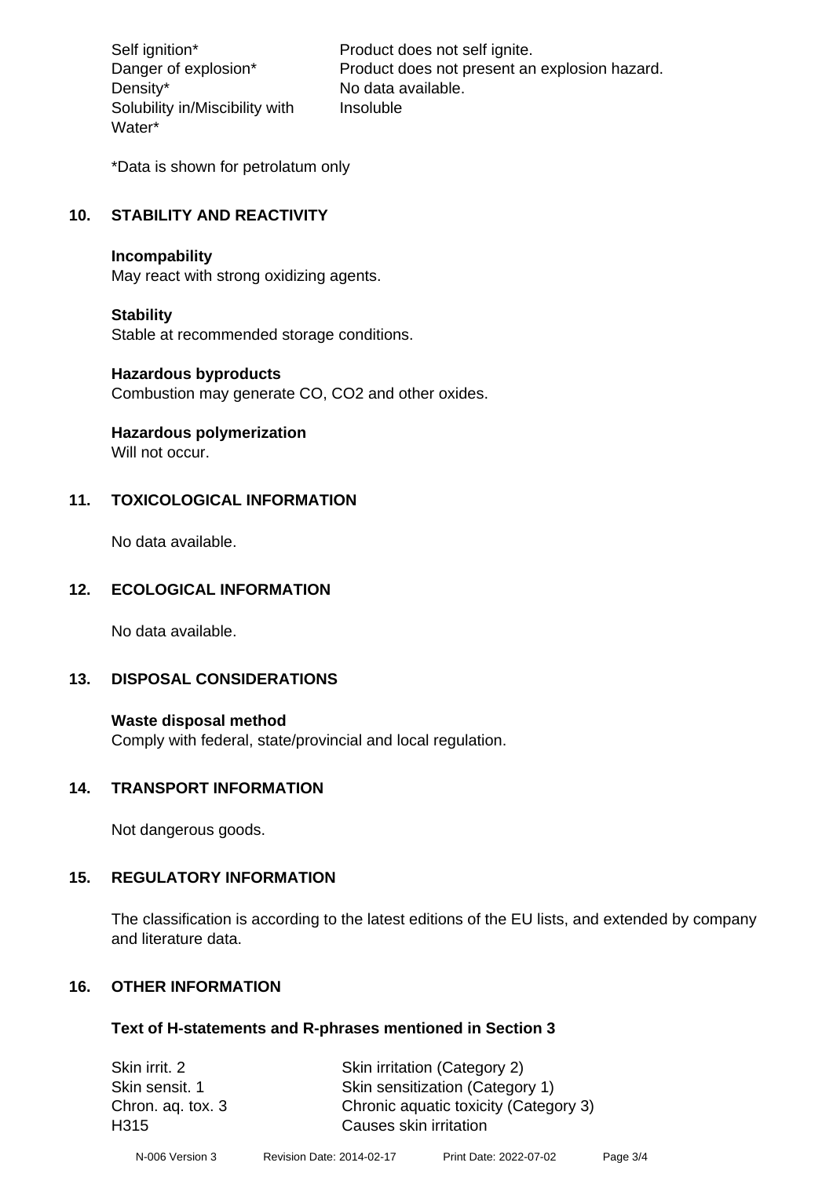| | |
|---|---|
| Self ignition* | Product does not self ignite. |
| Danger of explosion* | Product does not present an explosion hazard. |
| Density* | No data available. |
| Solubility in/Miscibility with Water* | Insoluble |

*Data is shown for petrolatum only

## 10. STABILITY AND REACTIVITY

**Incompability**
May react with strong oxidizing agents.

**Stability**
Stable at recommended storage conditions.

**Hazardous byproducts**
Combustion may generate CO, $CO_2$ and other oxides.

**Hazardous polymerization**
Will not occur.

## 11. TOXICOLOGICAL INFORMATION

No data available.

## 12. ECOLOGICAL INFORMATION

No data available.

## 13. DISPOSAL CONSIDERATIONS

**Waste disposal method**
Comply with federal, state/provincial and local regulation.

## 14. TRANSPORT INFORMATION

Not dangerous goods.

## 15. REGULATORY INFORMATION

The classification is according to the latest editions of the EU lists, and extended by company and literature data.

## 16. OTHER INFORMATION

**Text of H-statements and R-phrases mentioned in Section 3**

| | |
|---|---|
| Skin irrit. 2 | Skin irritation (Category 2) |
| Skin sensit. 1 | Skin sensitization (Category 1) |
| Chron. aq. tox. 3 | Chronic aquatic toxicity (Category 3) |
| H315 | Causes skin irritation |

N-006 Version 3 Revision Date: 2014-02-17 Print Date: 2022-07-02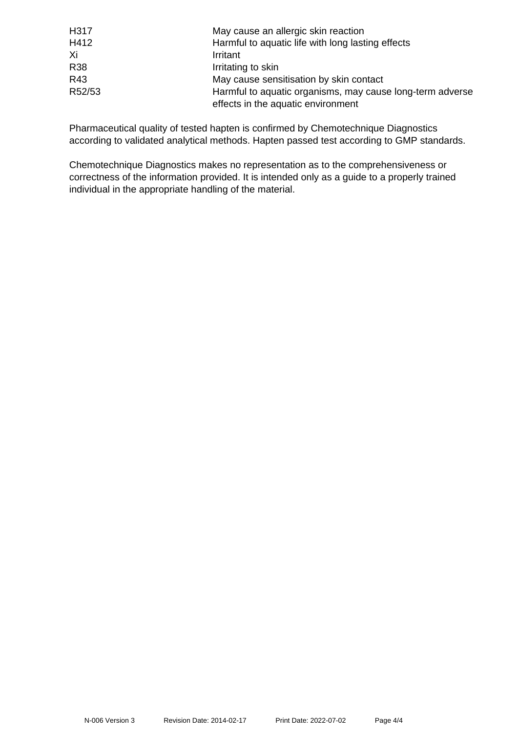| | |
|---|---|
| H317 | May cause an allergic skin reaction |
| H412 | Harmful to aquatic life with long lasting effects |
| Xi | Irritant |
| R38 | Irritating to skin |
| R43 | May cause sensitisation by skin contact |
| R52/53 | Harmful to aquatic organisms, may cause long-term adverse effects in the aquatic environment |

Pharmaceutical quality of tested hapten is confirmed by Chemotechnique Diagnostics according to validated analytical methods. Hapten passed test according to GMP standards.

Chemotechnique Diagnostics makes no representation as to the comprehensiveness or correctness of the information provided. It is intended only as a guide to a properly trained individual in the appropriate handling of the material.